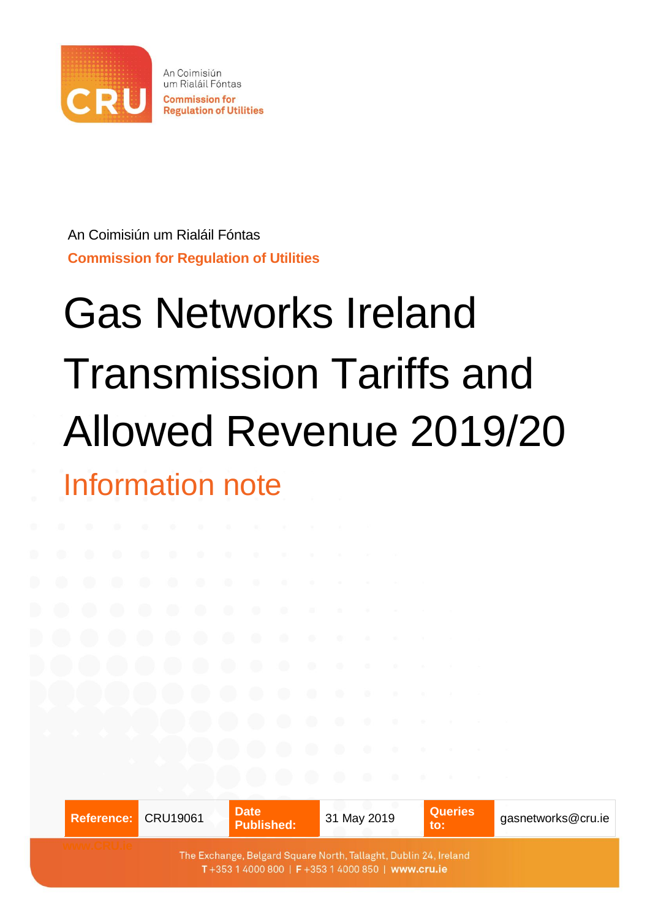An Coimisiún um Rialáil Fóntas

Commission for Regulation of Utilities

An Coimisiún um Rialáil Fóntas

**Commission for Regulation of Utilities**

# Gas Networks Ireland Transmission Tariffs and Allowed Revenue 2019/20

## Information note

| Reference: | CRU19061 | Date Published: | 31 May 2019 | Queries to: | gasnetworks@cru.ie |
|---|---|---|---|---|---|

The Exchange, Belgard Square North, Tallaght, Dublin 24, Ireland
T +353 1 4000 800 | F +353 1 4000 850 | www.cru.ie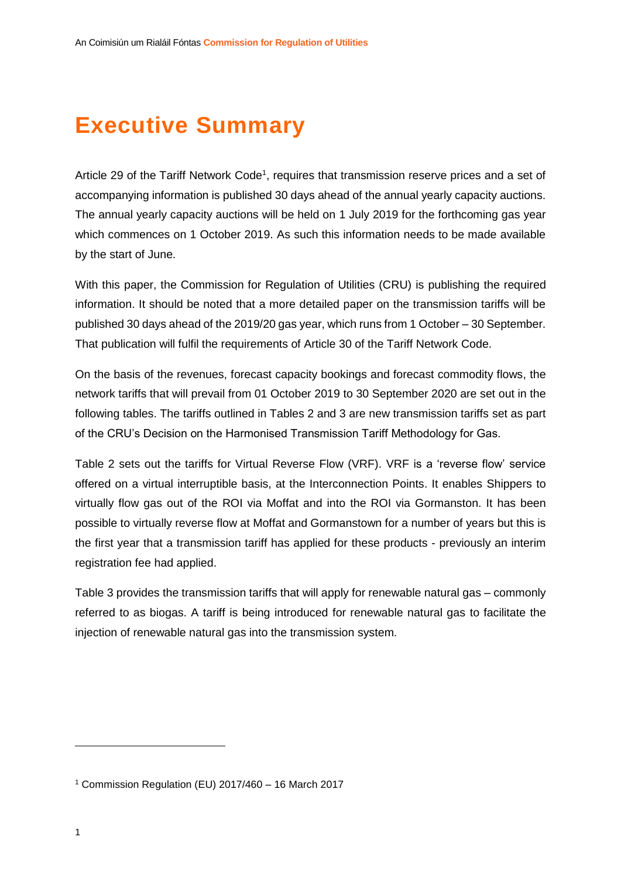# Executive Summary

Article 29 of the Tariff Network Code[1], requires that transmission reserve prices and a set of accompanying information is published 30 days ahead of the annual yearly capacity auctions. The annual yearly capacity auctions will be held on 1 July 2019 for the forthcoming gas year which commences on 1 October 2019. As such this information needs to be made available by the start of June.

With this paper, the Commission for Regulation of Utilities (CRU) is publishing the required information. It should be noted that a more detailed paper on the transmission tariffs will be published 30 days ahead of the 2019/20 gas year, which runs from 1 October – 30 September. That publication will fulfil the requirements of Article 30 of the Tariff Network Code.

On the basis of the revenues, forecast capacity bookings and forecast commodity flows, the network tariffs that will prevail from 01 October 2019 to 30 September 2020 are set out in the following tables. The tariffs outlined in Tables 2 and 3 are new transmission tariffs set as part of the CRU's Decision on the Harmonised Transmission Tariff Methodology for Gas.

Table 2 sets out the tariffs for Virtual Reverse Flow (VRF). VRF is a 'reverse flow' service offered on a virtual interruptible basis, at the Interconnection Points. It enables Shippers to virtually flow gas out of the ROI via Moffat and into the ROI via Gormanston. It has been possible to virtually reverse flow at Moffat and Gormanstown for a number of years but this is the first year that a transmission tariff has applied for these products - previously an interim registration fee had applied.

Table 3 provides the transmission tariffs that will apply for renewable natural gas – commonly referred to as biogas. A tariff is being introduced for renewable natural gas to facilitate the injection of renewable natural gas into the transmission system.

---

[1] Commission Regulation (EU) 2017/460 – 16 March 2017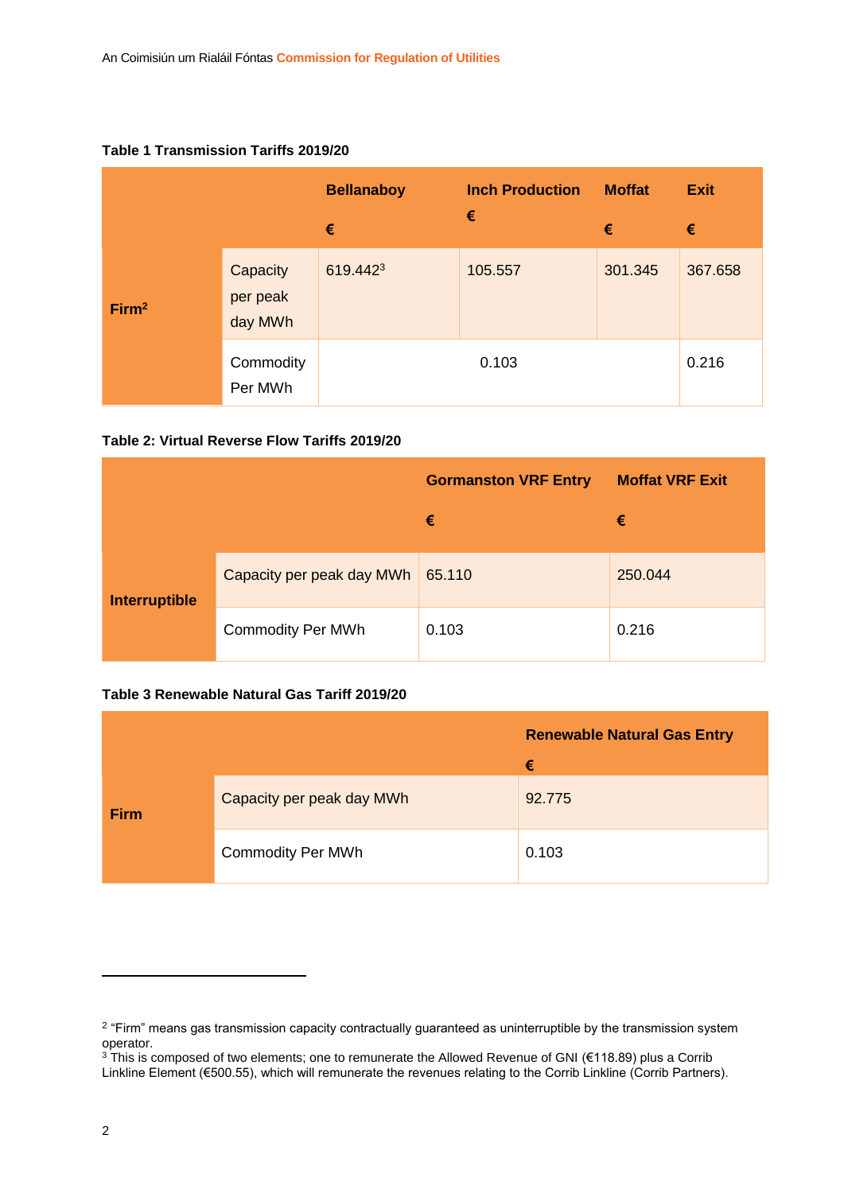**Table 1 Transmission Tariffs 2019/20**

| | | Bellanaboy € | Inch Production € | Moffat € | Exit € |
|---|---|---|---|---|---|
| Firm[2] | Capacity per peak day MWh | 619.442[3] | 105.557 | 301.345 | 367.658 |
| | Commodity Per MWh | 0.103 | | | 0.216 |

**Table 2: Virtual Reverse Flow Tariffs 2019/20**

| | | Gormanston VRF Entry € | Moffat VRF Exit € |
|---|---|---|---|
| Interruptible | Capacity per peak day MWh | 65.110 | 250.044 |
| | Commodity Per MWh | 0.103 | 0.216 |

**Table 3 Renewable Natural Gas Tariff 2019/20**

| | | Renewable Natural Gas Entry € |
|---|---|---|
| Firm | Capacity per peak day MWh | 92.775 |
| | Commodity Per MWh | 0.103 |

---

[2] "Firm" means gas transmission capacity contractually guaranteed as uninterruptible by the transmission system operator.

[3] This is composed of two elements; one to remunerate the Allowed Revenue of GNI (€118.89) plus a Corrib Linkline Element (€500.55), which will remunerate the revenues relating to the Corrib Linkline (Corrib Partners).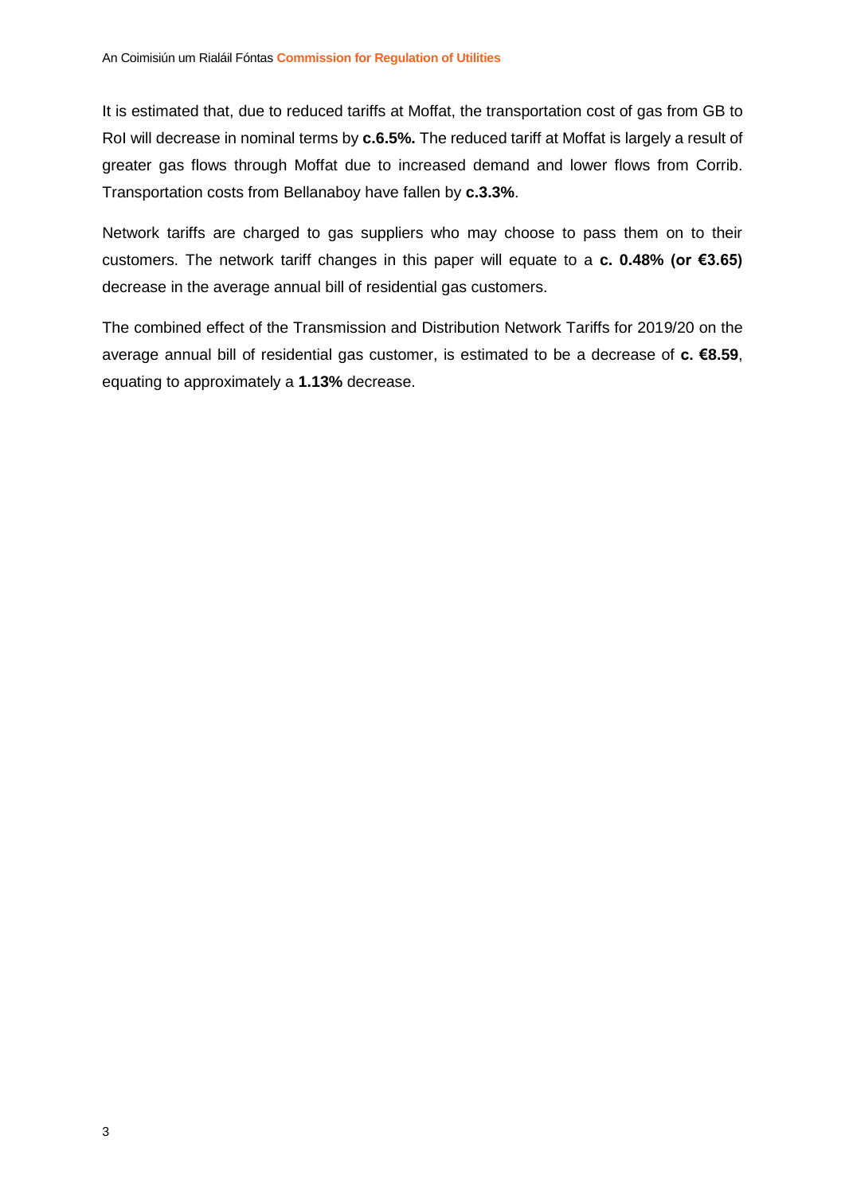It is estimated that, due to reduced tariffs at Moffat, the transportation cost of gas from GB to RoI will decrease in nominal terms by **c.6.5%.** The reduced tariff at Moffat is largely a result of greater gas flows through Moffat due to increased demand and lower flows from Corrib. Transportation costs from Bellanaboy have fallen by **c.3.3%**.

Network tariffs are charged to gas suppliers who may choose to pass them on to their customers. The network tariff changes in this paper will equate to a **c. 0.48% (or €3.65)** decrease in the average annual bill of residential gas customers.

The combined effect of the Transmission and Distribution Network Tariffs for 2019/20 on the average annual bill of residential gas customer, is estimated to be a decrease of **c. €8.59**, equating to approximately a **1.13%** decrease.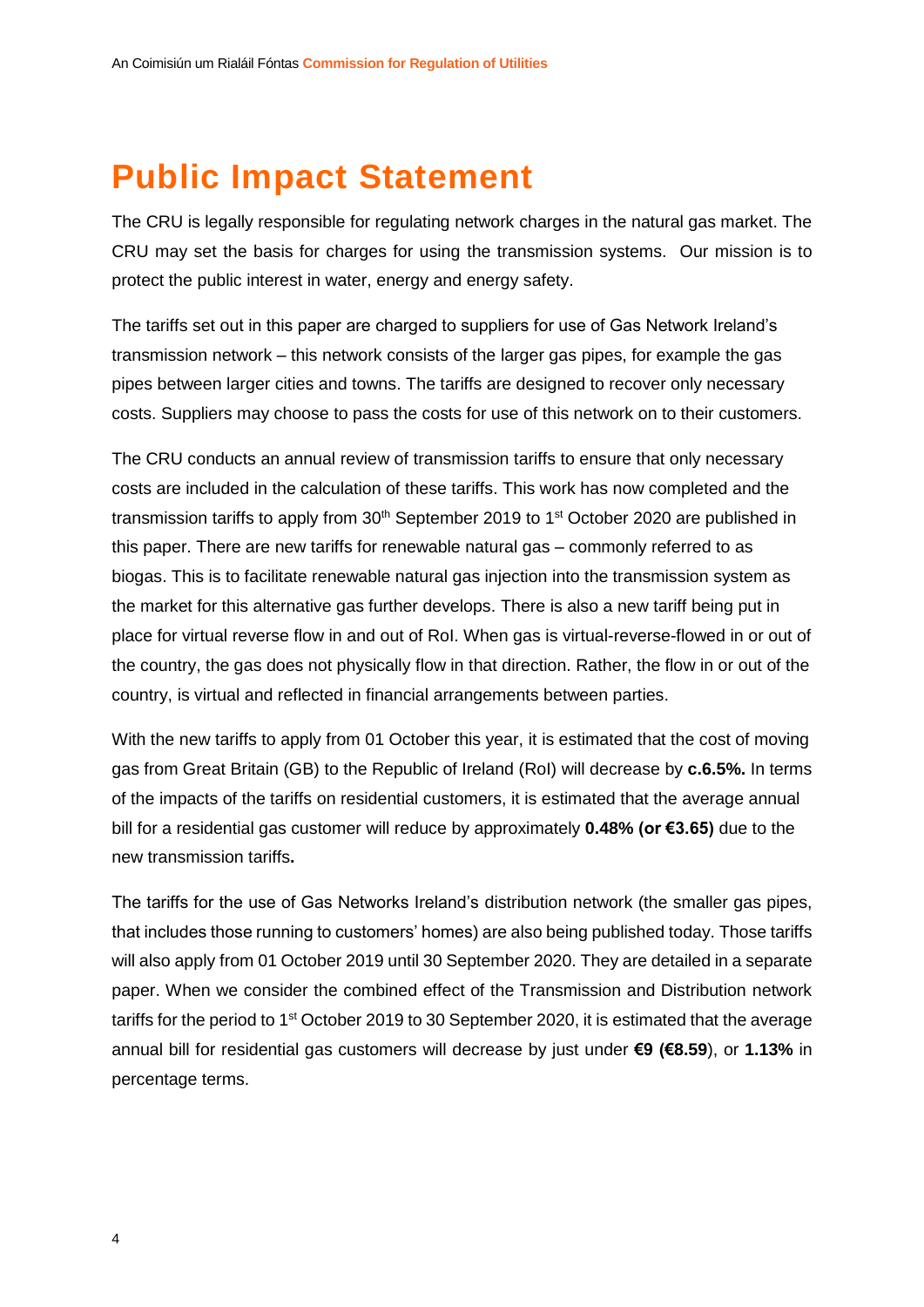# Public Impact Statement

The CRU is legally responsible for regulating network charges in the natural gas market. The CRU may set the basis for charges for using the transmission systems. Our mission is to protect the public interest in water, energy and energy safety.

The tariffs set out in this paper are charged to suppliers for use of Gas Network Ireland's transmission network – this network consists of the larger gas pipes, for example the gas pipes between larger cities and towns. The tariffs are designed to recover only necessary costs. Suppliers may choose to pass the costs for use of this network on to their customers.

The CRU conducts an annual review of transmission tariffs to ensure that only necessary costs are included in the calculation of these tariffs. This work has now completed and the transmission tariffs to apply from 30th September 2019 to 1st October 2020 are published in this paper. There are new tariffs for renewable natural gas – commonly referred to as biogas. This is to facilitate renewable natural gas injection into the transmission system as the market for this alternative gas further develops. There is also a new tariff being put in place for virtual reverse flow in and out of RoI. When gas is virtual-reverse-flowed in or out of the country, the gas does not physically flow in that direction. Rather, the flow in or out of the country, is virtual and reflected in financial arrangements between parties.

With the new tariffs to apply from 01 October this year, it is estimated that the cost of moving gas from Great Britain (GB) to the Republic of Ireland (RoI) will decrease by **c.6.5%.** In terms of the impacts of the tariffs on residential customers, it is estimated that the average annual bill for a residential gas customer will reduce by approximately **0.48% (or €3.65)** due to the new transmission tariffs**.**

The tariffs for the use of Gas Networks Ireland's distribution network (the smaller gas pipes, that includes those running to customers' homes) are also being published today. Those tariffs will also apply from 01 October 2019 until 30 September 2020. They are detailed in a separate paper. When we consider the combined effect of the Transmission and Distribution network tariffs for the period to 1st October 2019 to 30 September 2020, it is estimated that the average annual bill for residential gas customers will decrease by just under **€9 (€8.59**), or **1.13%** in percentage terms.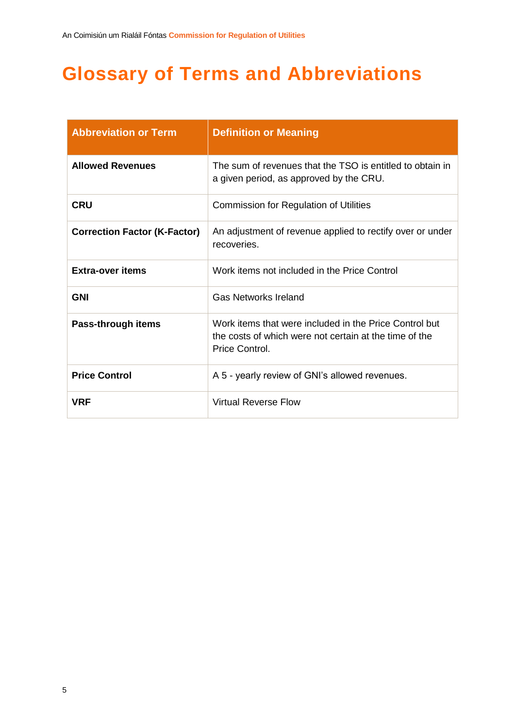# Glossary of Terms and Abbreviations

| Abbreviation or Term | Definition or Meaning |
|---|---|
| **Allowed Revenues** | The sum of revenues that the TSO is entitled to obtain in a given period, as approved by the CRU. |
| **CRU** | Commission for Regulation of Utilities |
| **Correction Factor (K-Factor)** | An adjustment of revenue applied to rectify over or under recoveries. |
| **Extra-over items** | Work items not included in the Price Control |
| **GNI** | Gas Networks Ireland |
| **Pass-through items** | Work items that were included in the Price Control but the costs of which were not certain at the time of the Price Control. |
| **Price Control** | A 5 - yearly review of GNI's allowed revenues. |
| **VRF** | Virtual Reverse Flow |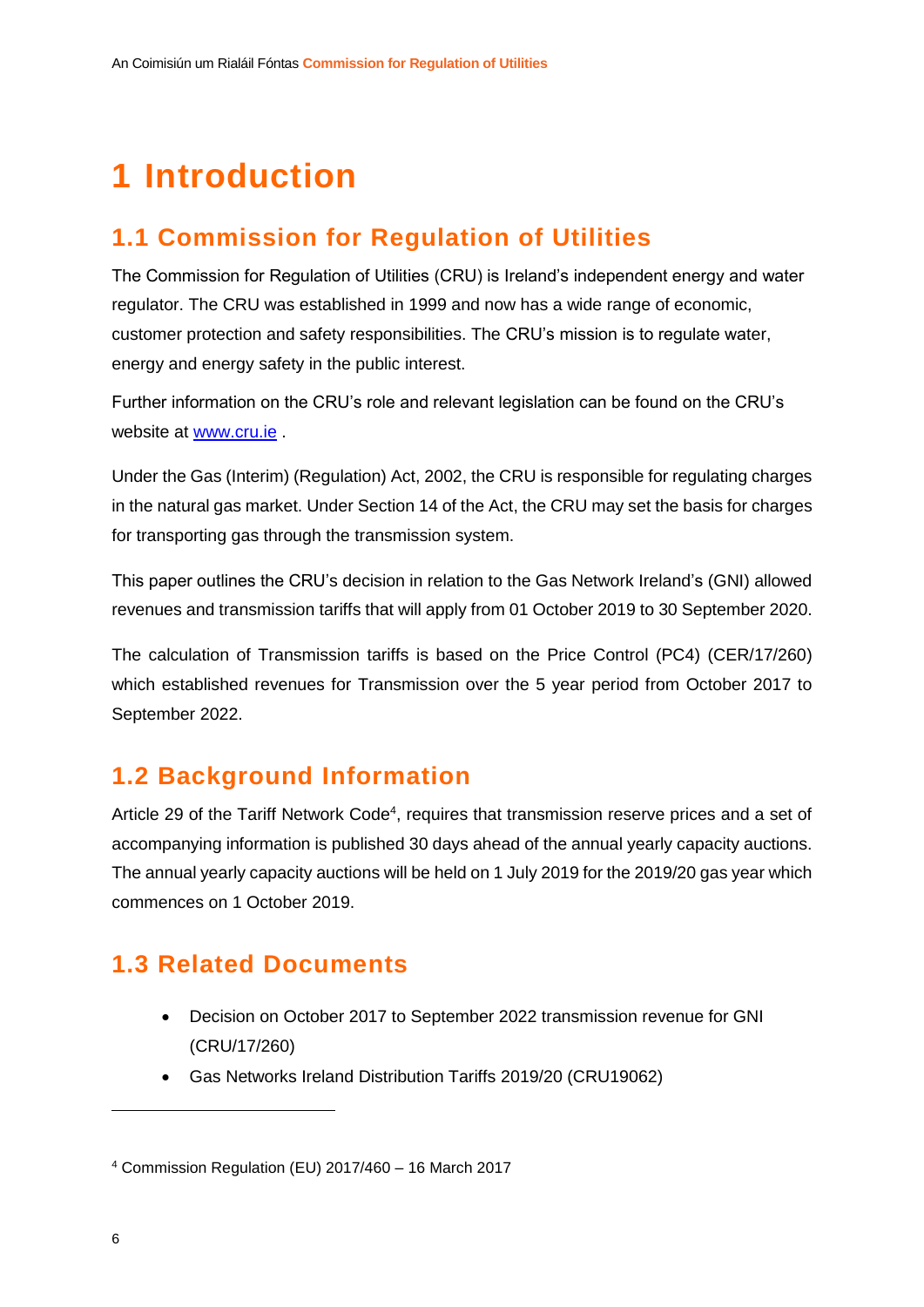# 1 Introduction

## 1.1 Commission for Regulation of Utilities

The Commission for Regulation of Utilities (CRU) is Ireland's independent energy and water regulator. The CRU was established in 1999 and now has a wide range of economic, customer protection and safety responsibilities. The CRU's mission is to regulate water, energy and energy safety in the public interest.

Further information on the CRU's role and relevant legislation can be found on the CRU's website at [www.cru.ie](http://www.cru.ie) .

Under the Gas (Interim) (Regulation) Act, 2002, the CRU is responsible for regulating charges in the natural gas market. Under Section 14 of the Act, the CRU may set the basis for charges for transporting gas through the transmission system.

This paper outlines the CRU's decision in relation to the Gas Network Ireland's (GNI) allowed revenues and transmission tariffs that will apply from 01 October 2019 to 30 September 2020.

The calculation of Transmission tariffs is based on the Price Control (PC4) (CER/17/260) which established revenues for Transmission over the 5 year period from October 2017 to September 2022.

## 1.2 Background Information

Article 29 of the Tariff Network Code[4], requires that transmission reserve prices and a set of accompanying information is published 30 days ahead of the annual yearly capacity auctions. The annual yearly capacity auctions will be held on 1 July 2019 for the 2019/20 gas year which commences on 1 October 2019.

## 1.3 Related Documents

- Decision on October 2017 to September 2022 transmission revenue for GNI (CRU/17/260)
- Gas Networks Ireland Distribution Tariffs 2019/20 (CRU19062)

---

[4] Commission Regulation (EU) 2017/460 – 16 March 2017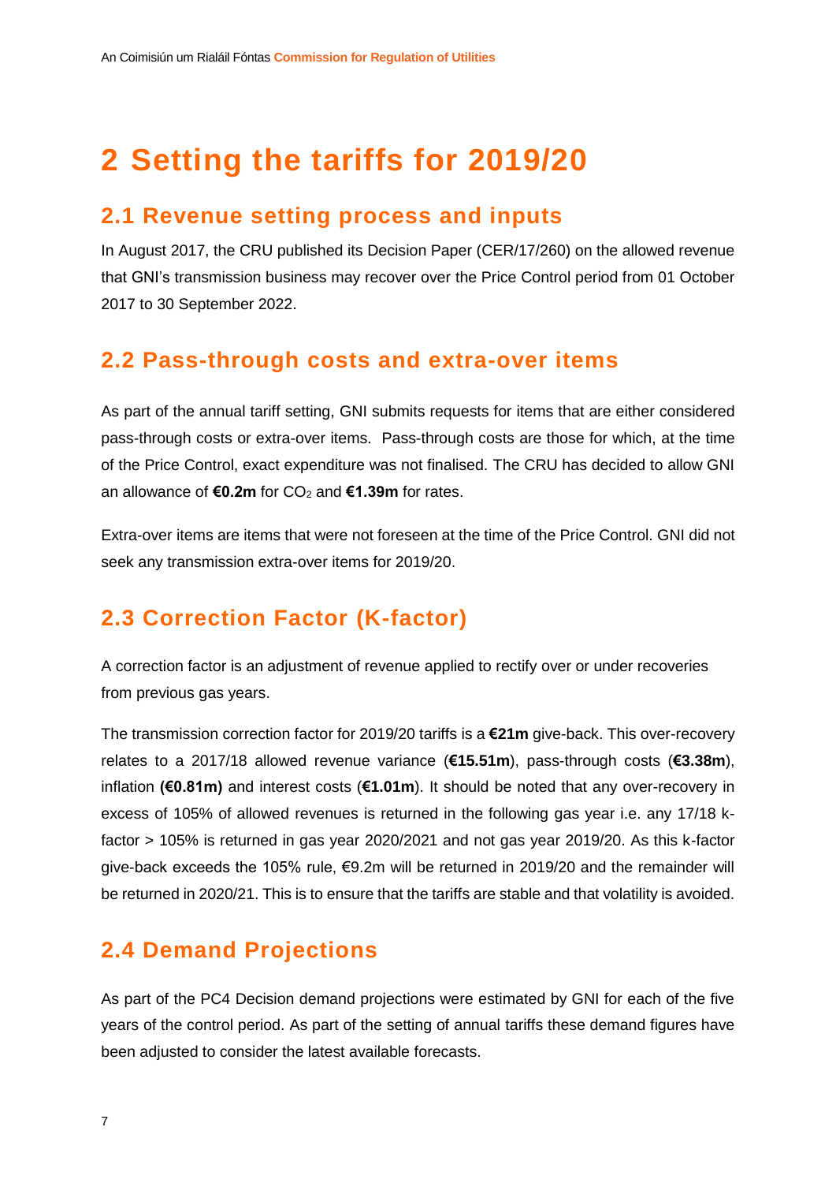# 2 Setting the tariffs for 2019/20

## 2.1 Revenue setting process and inputs

In August 2017, the CRU published its Decision Paper (CER/17/260) on the allowed revenue that GNI's transmission business may recover over the Price Control period from 01 October 2017 to 30 September 2022.

## 2.2 Pass-through costs and extra-over items

As part of the annual tariff setting, GNI submits requests for items that are either considered pass-through costs or extra-over items. Pass-through costs are those for which, at the time of the Price Control, exact expenditure was not finalised. The CRU has decided to allow GNI an allowance of **€0.2m** for $CO_2$ and **€1.39m** for rates.

Extra-over items are items that were not foreseen at the time of the Price Control. GNI did not seek any transmission extra-over items for 2019/20.

## 2.3 Correction Factor (K-factor)

A correction factor is an adjustment of revenue applied to rectify over or under recoveries from previous gas years.

The transmission correction factor for 2019/20 tariffs is a **€21m** give-back. This over-recovery relates to a 2017/18 allowed revenue variance (**€15.51m**), pass-through costs (**€3.38m**), inflation **(€0.81m)** and interest costs (**€1.01m**). It should be noted that any over-recovery in excess of 105% of allowed revenues is returned in the following gas year i.e. any 17/18 k-factor > 105% is returned in gas year 2020/2021 and not gas year 2019/20. As this k-factor give-back exceeds the 105% rule, €9.2m will be returned in 2019/20 and the remainder will be returned in 2020/21. This is to ensure that the tariffs are stable and that volatility is avoided.

## 2.4 Demand Projections

As part of the PC4 Decision demand projections were estimated by GNI for each of the five years of the control period. As part of the setting of annual tariffs these demand figures have been adjusted to consider the latest available forecasts.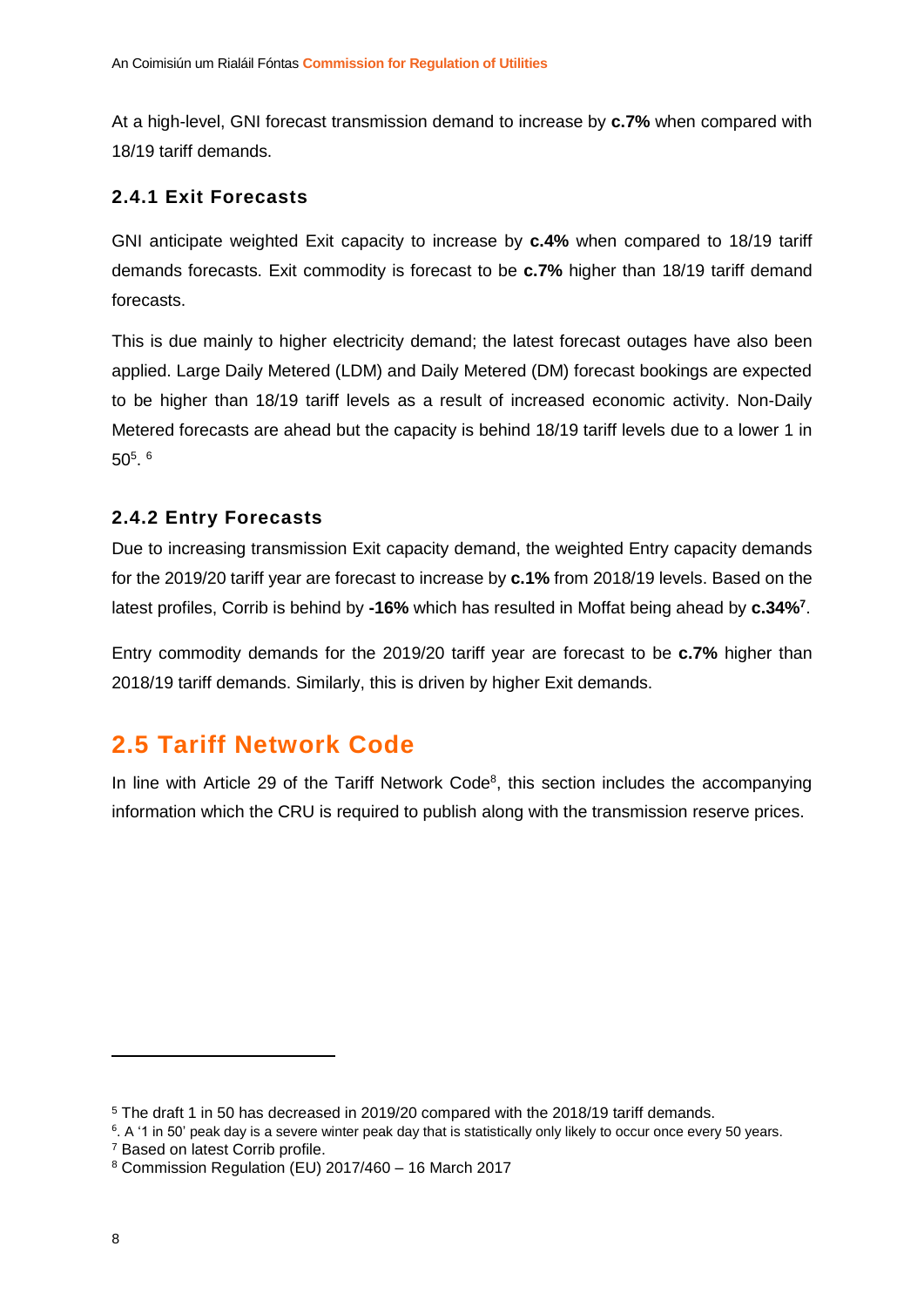At a high-level, GNI forecast transmission demand to increase by **c.7%** when compared with 18/19 tariff demands.

### 2.4.1 Exit Forecasts

GNI anticipate weighted Exit capacity to increase by **c.4%** when compared to 18/19 tariff demands forecasts. Exit commodity is forecast to be **c.7%** higher than 18/19 tariff demand forecasts.

This is due mainly to higher electricity demand; the latest forecast outages have also been applied. Large Daily Metered (LDM) and Daily Metered (DM) forecast bookings are expected to be higher than 18/19 tariff levels as a result of increased economic activity. Non-Daily Metered forecasts are ahead but the capacity is behind 18/19 tariff levels due to a lower 1 in 50[5]. [6]

### 2.4.2 Entry Forecasts

Due to increasing transmission Exit capacity demand, the weighted Entry capacity demands for the 2019/20 tariff year are forecast to increase by **c.1%** from 2018/19 levels. Based on the latest profiles, Corrib is behind by **-16%** which has resulted in Moffat being ahead by **c.34%**[7].

Entry commodity demands for the 2019/20 tariff year are forecast to be **c.7%** higher than 2018/19 tariff demands. Similarly, this is driven by higher Exit demands.

## 2.5 Tariff Network Code

In line with Article 29 of the Tariff Network Code[8], this section includes the accompanying information which the CRU is required to publish along with the transmission reserve prices.

---

[5] The draft 1 in 50 has decreased in 2019/20 compared with the 2018/19 tariff demands.

[6]. A '1 in 50' peak day is a severe winter peak day that is statistically only likely to occur once every 50 years.

[7] Based on latest Corrib profile.

[8] Commission Regulation (EU) 2017/460 – 16 March 2017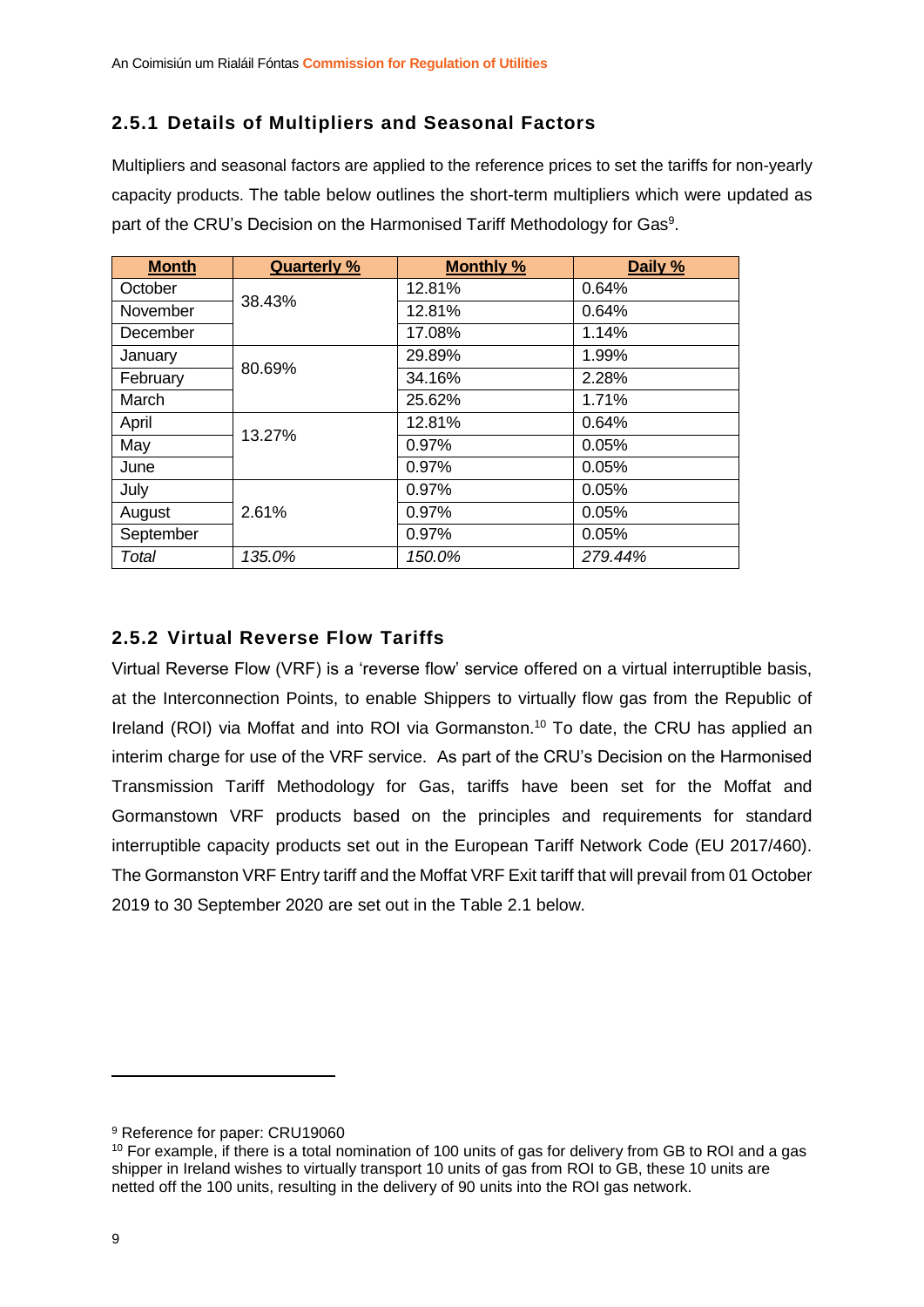### 2.5.1 Details of Multipliers and Seasonal Factors

Multipliers and seasonal factors are applied to the reference prices to set the tariffs for non-yearly capacity products. The table below outlines the short-term multipliers which were updated as part of the CRU's Decision on the Harmonised Tariff Methodology for Gas[9].

| **Month** | **Quarterly %** | **Monthly %** | **Daily %** |
|---|---|---|---|
| October | 38.43% | 12.81% | 0.64% |
| November | | 12.81% | 0.64% |
| December | | 17.08% | 1.14% |
| January | 80.69% | 29.89% | 1.99% |
| February | | 34.16% | 2.28% |
| March | | 25.62% | 1.71% |
| April | 13.27% | 12.81% | 0.64% |
| May | | 0.97% | 0.05% |
| June | | 0.97% | 0.05% |
| July | 2.61% | 0.97% | 0.05% |
| August | | 0.97% | 0.05% |
| September | | 0.97% | 0.05% |
| *Total* | *135.0%* | *150.0%* | *279.44%* |

### 2.5.2 Virtual Reverse Flow Tariffs

Virtual Reverse Flow (VRF) is a 'reverse flow' service offered on a virtual interruptible basis, at the Interconnection Points, to enable Shippers to virtually flow gas from the Republic of Ireland (ROI) via Moffat and into ROI via Gormanston.[10] To date, the CRU has applied an interim charge for use of the VRF service. As part of the CRU's Decision on the Harmonised Transmission Tariff Methodology for Gas, tariffs have been set for the Moffat and Gormanstown VRF products based on the principles and requirements for standard interruptible capacity products set out in the European Tariff Network Code (EU 2017/460). The Gormanston VRF Entry tariff and the Moffat VRF Exit tariff that will prevail from 01 October 2019 to 30 September 2020 are set out in the Table 2.1 below.

---

[9] Reference for paper: CRU19060

[10] For example, if there is a total nomination of 100 units of gas for delivery from GB to ROI and a gas shipper in Ireland wishes to virtually transport 10 units of gas from ROI to GB, these 10 units are netted off the 100 units, resulting in the delivery of 90 units into the ROI gas network.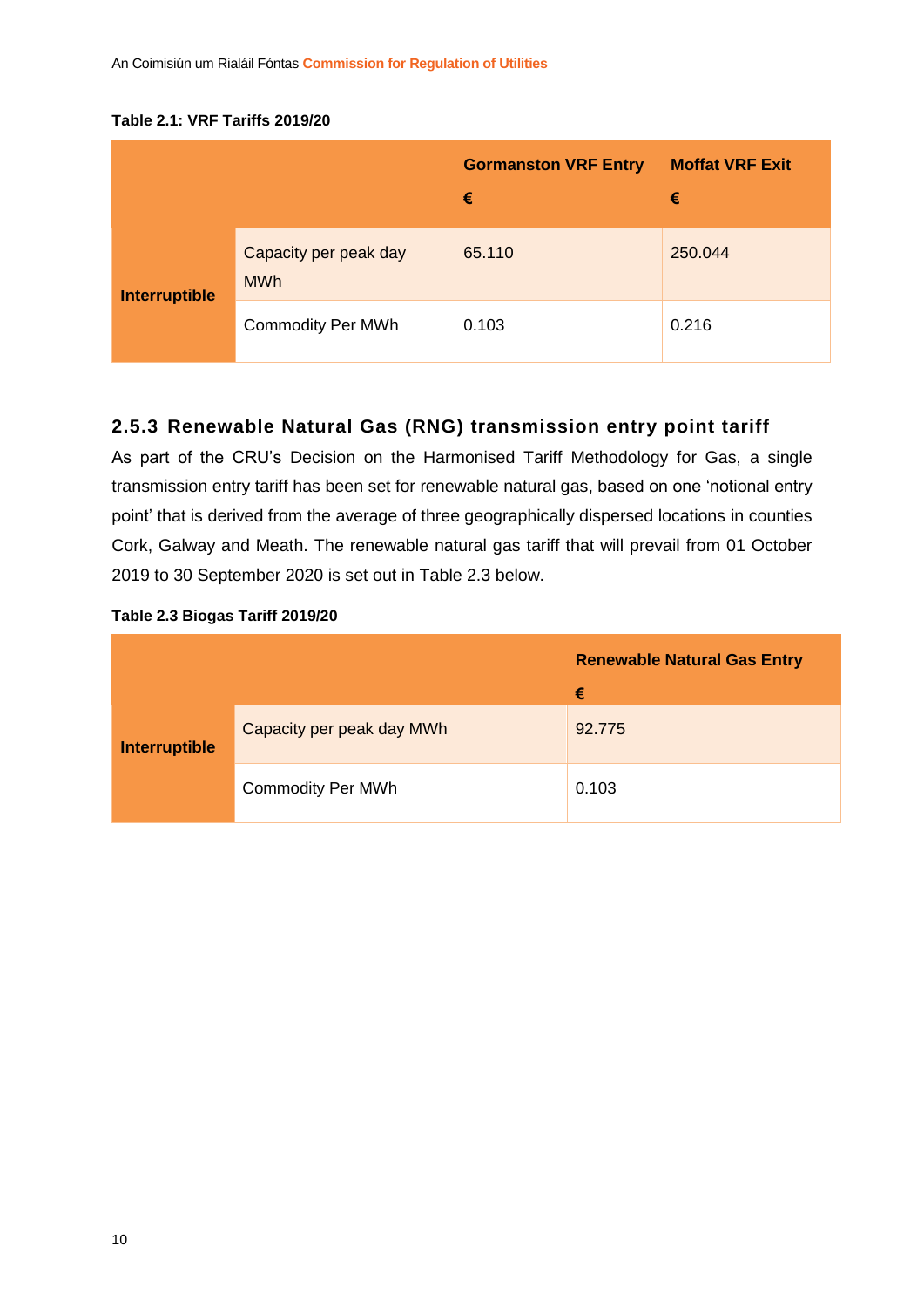**Table 2.1: VRF Tariffs 2019/20**

| | | Gormanston VRF Entry € | Moffat VRF Exit € |
|---|---|---|---|
| **Interruptible** | Capacity per peak day MWh | 65.110 | 250.044 |
| | Commodity Per MWh | 0.103 | 0.216 |

### 2.5.3 Renewable Natural Gas (RNG) transmission entry point tariff

As part of the CRU's Decision on the Harmonised Tariff Methodology for Gas, a single transmission entry tariff has been set for renewable natural gas, based on one 'notional entry point' that is derived from the average of three geographically dispersed locations in counties Cork, Galway and Meath. The renewable natural gas tariff that will prevail from 01 October 2019 to 30 September 2020 is set out in Table 2.3 below.

**Table 2.3 Biogas Tariff 2019/20**

| | | Renewable Natural Gas Entry € |
|---|---|---|
| **Interruptible** | Capacity per peak day MWh | 92.775 |
| | Commodity Per MWh | 0.103 |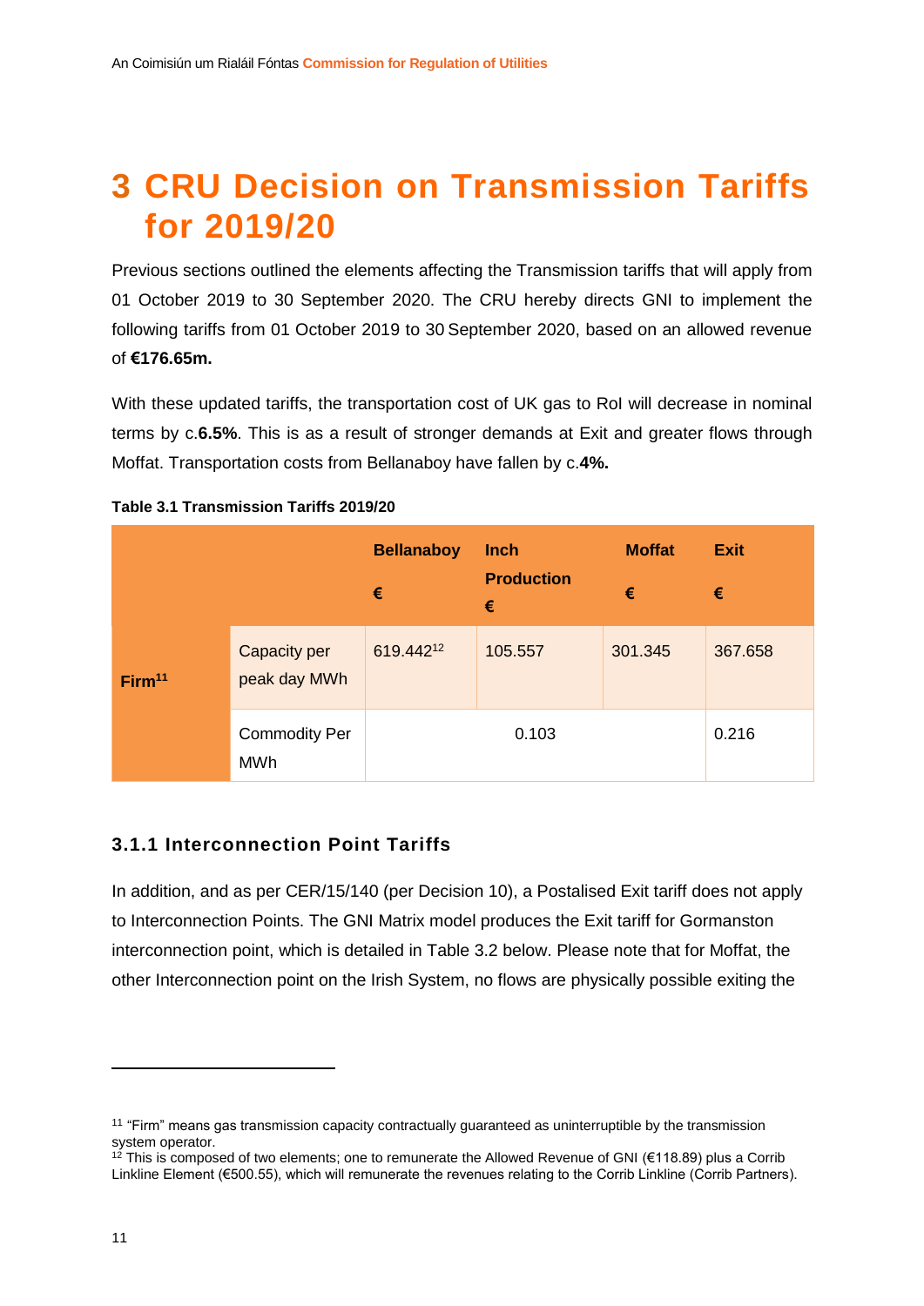# 3 CRU Decision on Transmission Tariffs for 2019/20

Previous sections outlined the elements affecting the Transmission tariffs that will apply from 01 October 2019 to 30 September 2020. The CRU hereby directs GNI to implement the following tariffs from 01 October 2019 to 30 September 2020, based on an allowed revenue of **€176.65m.**

With these updated tariffs, the transportation cost of UK gas to RoI will decrease in nominal terms by c.**6.5%**. This is as a result of stronger demands at Exit and greater flows through Moffat. Transportation costs from Bellanaboy have fallen by c.**4%.**

**Table 3.1 Transmission Tariffs 2019/20**

| | | Bellanaboy € | Inch Production € | Moffat € | Exit € |
|---|---|---|---|---|---|
| Firm[11] | Capacity per peak day MWh | 619.442[12] | 105.557 | 301.345 | 367.658 |
| | Commodity Per MWh | 0.103 | | | 0.216 |

### 3.1.1 Interconnection Point Tariffs

In addition, and as per CER/15/140 (per Decision 10), a Postalised Exit tariff does not apply to Interconnection Points. The GNI Matrix model produces the Exit tariff for Gormanston interconnection point, which is detailed in Table 3.2 below. Please note that for Moffat, the other Interconnection point on the Irish System, no flows are physically possible exiting the

[11] "Firm" means gas transmission capacity contractually guaranteed as uninterruptible by the transmission system operator.

[12] This is composed of two elements; one to remunerate the Allowed Revenue of GNI (€118.89) plus a Corrib Linkline Element (€500.55), which will remunerate the revenues relating to the Corrib Linkline (Corrib Partners).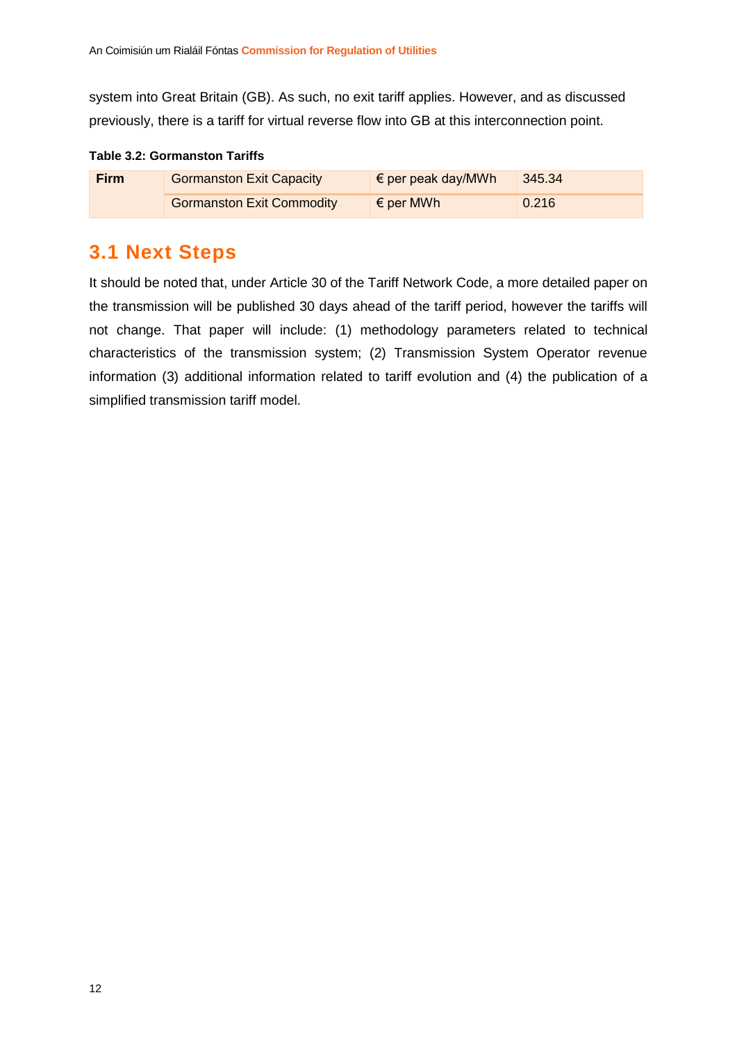system into Great Britain (GB). As such, no exit tariff applies. However, and as discussed previously, there is a tariff for virtual reverse flow into GB at this interconnection point.

**Table 3.2: Gormanston Tariffs**

| | | | |
|---|---|---|---|
| **Firm** | Gormanston Exit Capacity | € per peak day/MWh | 345.34 |
| | Gormanston Exit Commodity | € per MWh | 0.216 |

## 3.1 Next Steps

It should be noted that, under Article 30 of the Tariff Network Code, a more detailed paper on the transmission will be published 30 days ahead of the tariff period, however the tariffs will not change. That paper will include: (1) methodology parameters related to technical characteristics of the transmission system; (2) Transmission System Operator revenue information (3) additional information related to tariff evolution and (4) the publication of a simplified transmission tariff model.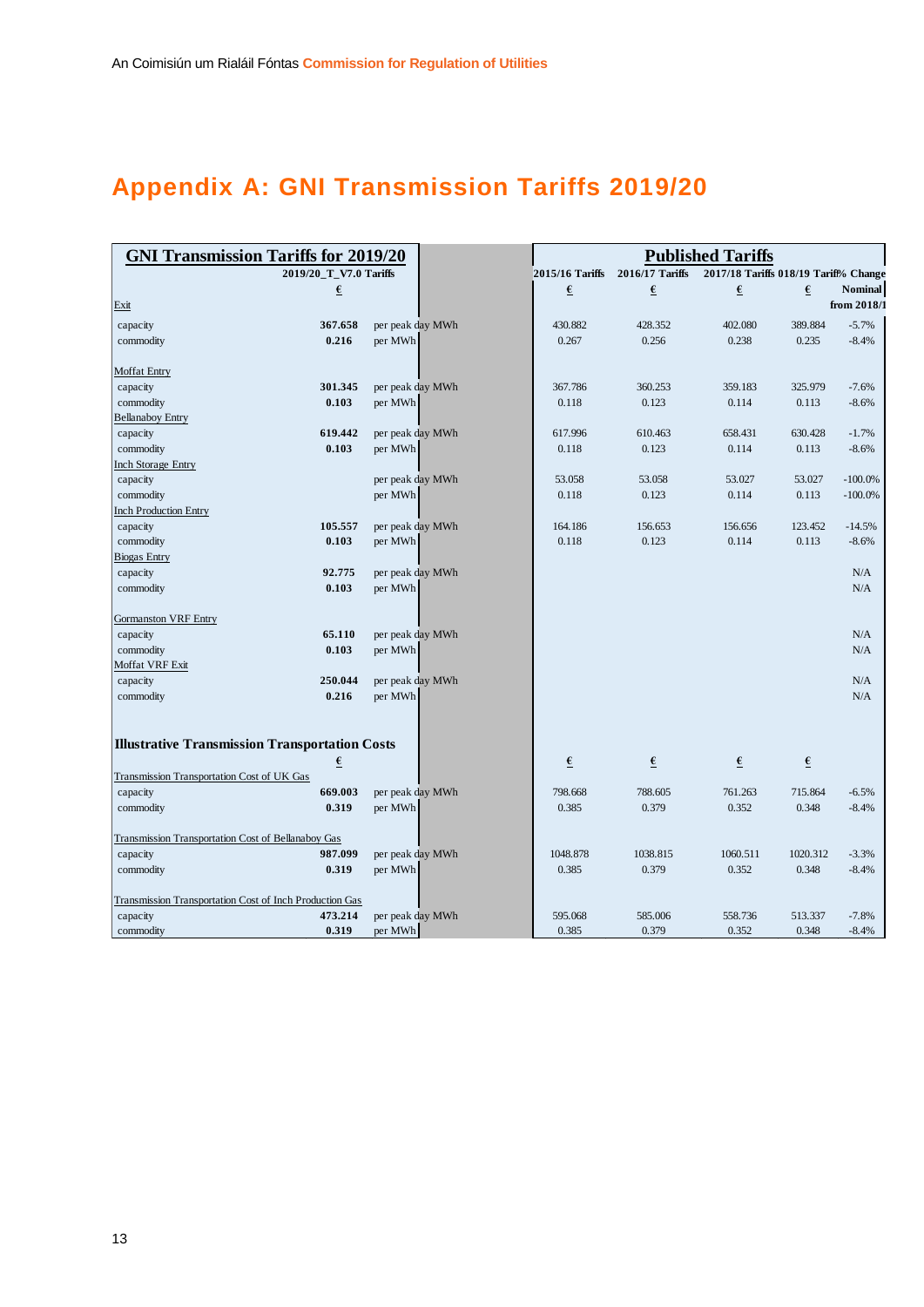# Appendix A: GNI Transmission Tariffs 2019/20

| GNI Transmission Tariffs for 2019/20 | | | Published Tariffs | | | | |
|---|---|---|---|---|---|---|---|
| | 2019/20_T_V7.0 Tariffs | | 2015/16 Tariffs | 2016/17 Tariffs | 2017/18 Tariffs | 018/19 Tariff | % Change |
| | € | | € | € | € | € | Nominal from 2018/1 |
| Exit | | | | | | | |
| capacity | **367.658** | per peak day MWh | 430.882 | 428.352 | 402.080 | 389.884 | -5.7% |
| commodity | **0.216** | per MWh | 0.267 | 0.256 | 0.238 | 0.235 | -8.4% |
| Moffat Entry | | | | | | | |
| capacity | **301.345** | per peak day MWh | 367.786 | 360.253 | 359.183 | 325.979 | -7.6% |
| commodity | **0.103** | per MWh | 0.118 | 0.123 | 0.114 | 0.113 | -8.6% |
| Bellanaboy Entry | | | | | | | |
| capacity | **619.442** | per peak day MWh | 617.996 | 610.463 | 658.431 | 630.428 | -1.7% |
| commodity | **0.103** | per MWh | 0.118 | 0.123 | 0.114 | 0.113 | -8.6% |
| Inch Storage Entry | | | | | | | |
| capacity | | per peak day MWh | 53.058 | 53.058 | 53.027 | 53.027 | -100.0% |
| commodity | | per MWh | 0.118 | 0.123 | 0.114 | 0.113 | -100.0% |
| Inch Production Entry | | | | | | | |
| capacity | **105.557** | per peak day MWh | 164.186 | 156.653 | 156.656 | 123.452 | -14.5% |
| commodity | **0.103** | per MWh | 0.118 | 0.123 | 0.114 | 0.113 | -8.6% |
| Biogas Entry | | | | | | | |
| capacity | **92.775** | per peak day MWh | | | | | N/A |
| commodity | **0.103** | per MWh | | | | | N/A |
| Gormanston VRF Entry | | | | | | | |
| capacity | **65.110** | per peak day MWh | | | | | N/A |
| commodity | **0.103** | per MWh | | | | | N/A |
| Moffat VRF Exit | | | | | | | |
| capacity | **250.044** | per peak day MWh | | | | | N/A |
| commodity | **0.216** | per MWh | | | | | N/A |
| **Illustrative Transmission Transportation Costs** | | | | | | | |
| | € | | € | € | € | € | |
| Transmission Transportation Cost of UK Gas | | | | | | | |
| capacity | **669.003** | per peak day MWh | 798.668 | 788.605 | 761.263 | 715.864 | -6.5% |
| commodity | **0.319** | per MWh | 0.385 | 0.379 | 0.352 | 0.348 | -8.4% |
| Transmission Transportation Cost of Bellanaboy Gas | | | | | | | |
| capacity | **987.099** | per peak day MWh | 1048.878 | 1038.815 | 1060.511 | 1020.312 | -3.3% |
| commodity | **0.319** | per MWh | 0.385 | 0.379 | 0.352 | 0.348 | -8.4% |
| Transmission Transportation Cost of Inch Production Gas | | | | | | | |
| capacity | **473.214** | per peak day MWh | 595.068 | 585.006 | 558.736 | 513.337 | -7.8% |
| commodity | **0.319** | per MWh | 0.385 | 0.379 | 0.352 | 0.348 | -8.4% |